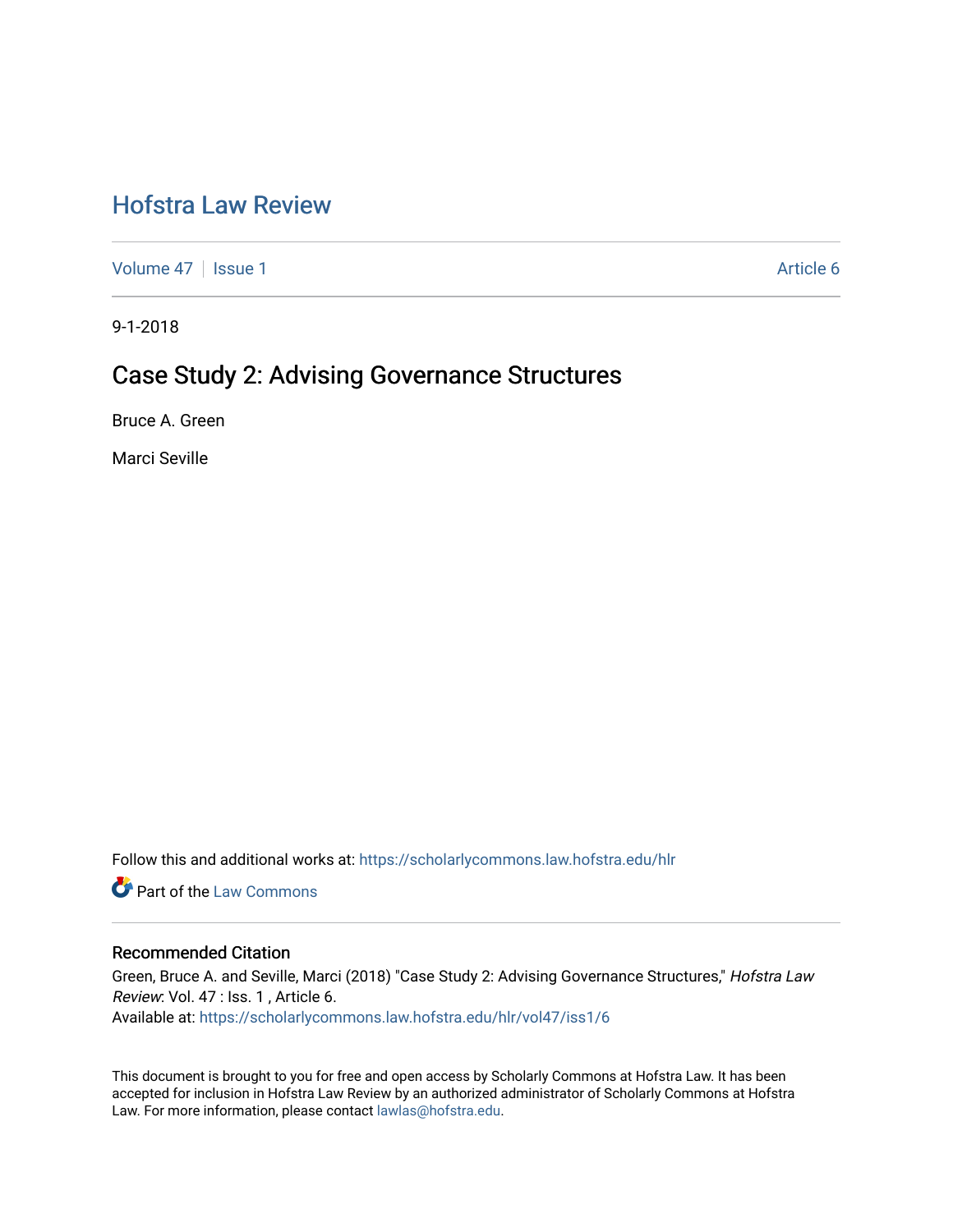# Hofstra Law Review

Volume 47 | Issue 1 | Article 6

9-1-2018

## Case Study 2: Advising Governance Structures

Bruce A. Green

Marci Seville

Follow this and additional works at: https://scholarlycommons.law.hofstra.edu/hlr

Part of the Law Commons

### Recommended Citation

Green, Bruce A. and Seville, Marci (2018) "Case Study 2: Advising Governance Structures," *Hofstra Law Review*: Vol. 47 : Iss. 1 , Article 6.
Available at: https://scholarlycommons.law.hofstra.edu/hlr/vol47/iss1/6

This document is brought to you for free and open access by Scholarly Commons at Hofstra Law. It has been accepted for inclusion in Hofstra Law Review by an authorized administrator of Scholarly Commons at Hofstra Law. For more information, please contact lawlas@hofstra.edu.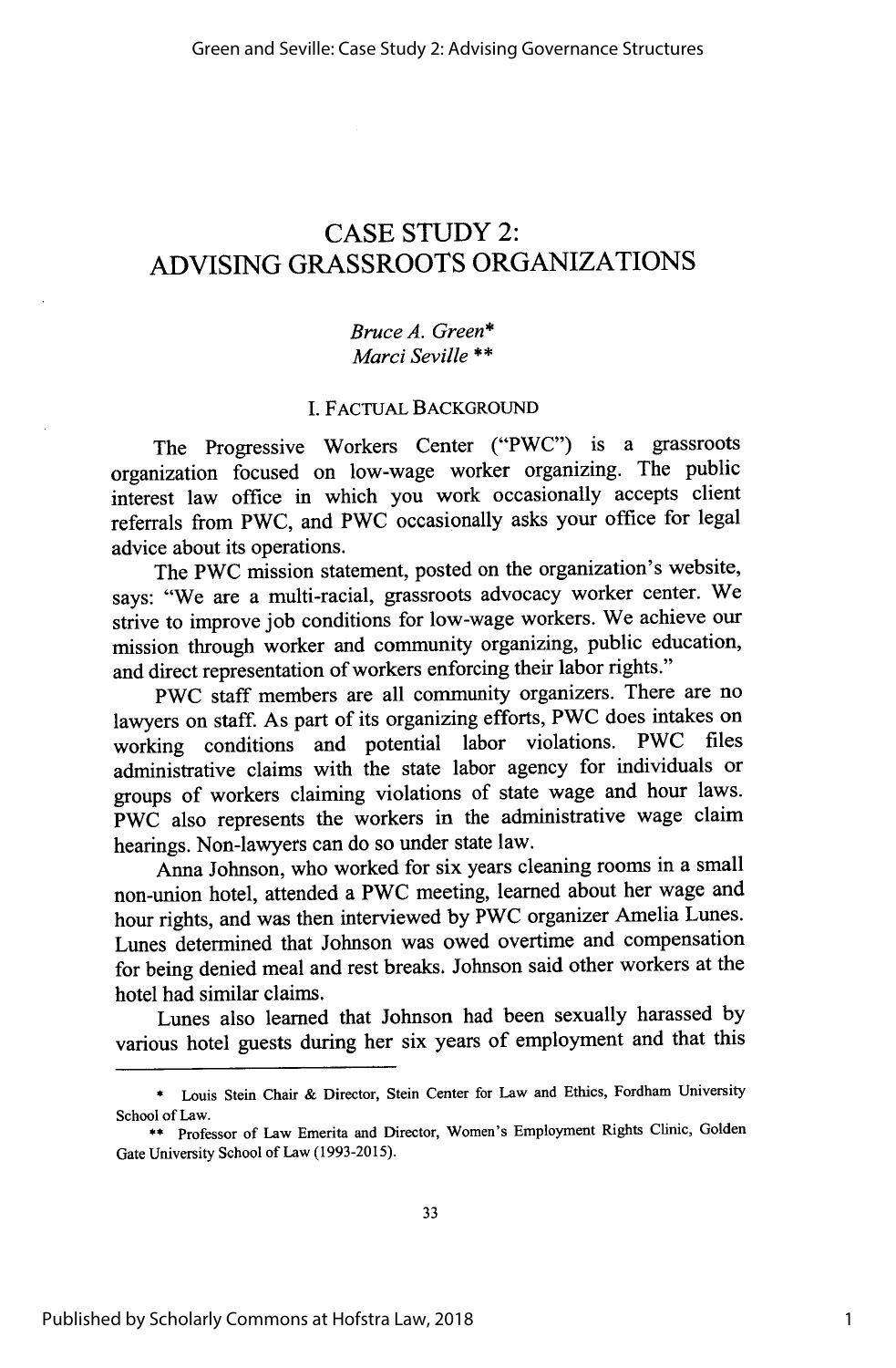# CASE STUDY 2: ADVISING GRASSROOTS ORGANIZATIONS

*Bruce A. Green**
*Marci Seville***

## I. FACTUAL BACKGROUND

The Progressive Workers Center ("PWC") is a grassroots organization focused on low-wage worker organizing. The public interest law office in which you work occasionally accepts client referrals from PWC, and PWC occasionally asks your office for legal advice about its operations.

The PWC mission statement, posted on the organization's website, says: "We are a multi-racial, grassroots advocacy worker center. We strive to improve job conditions for low-wage workers. We achieve our mission through worker and community organizing, public education, and direct representation of workers enforcing their labor rights."

PWC staff members are all community organizers. There are no lawyers on staff. As part of its organizing efforts, PWC does intakes on working conditions and potential labor violations. PWC files administrative claims with the state labor agency for individuals or groups of workers claiming violations of state wage and hour laws. PWC also represents the workers in the administrative wage claim hearings. Non-lawyers can do so under state law.

Anna Johnson, who worked for six years cleaning rooms in a small non-union hotel, attended a PWC meeting, learned about her wage and hour rights, and was then interviewed by PWC organizer Amelia Lunes. Lunes determined that Johnson was owed overtime and compensation for being denied meal and rest breaks. Johnson said other workers at the hotel had similar claims.

Lunes also learned that Johnson had been sexually harassed by various hotel guests during her six years of employment and that this

---

\* Louis Stein Chair & Director, Stein Center for Law and Ethics, Fordham University School of Law.

\*\* Professor of Law Emerita and Director, Women's Employment Rights Clinic, Golden Gate University School of Law (1993-2015).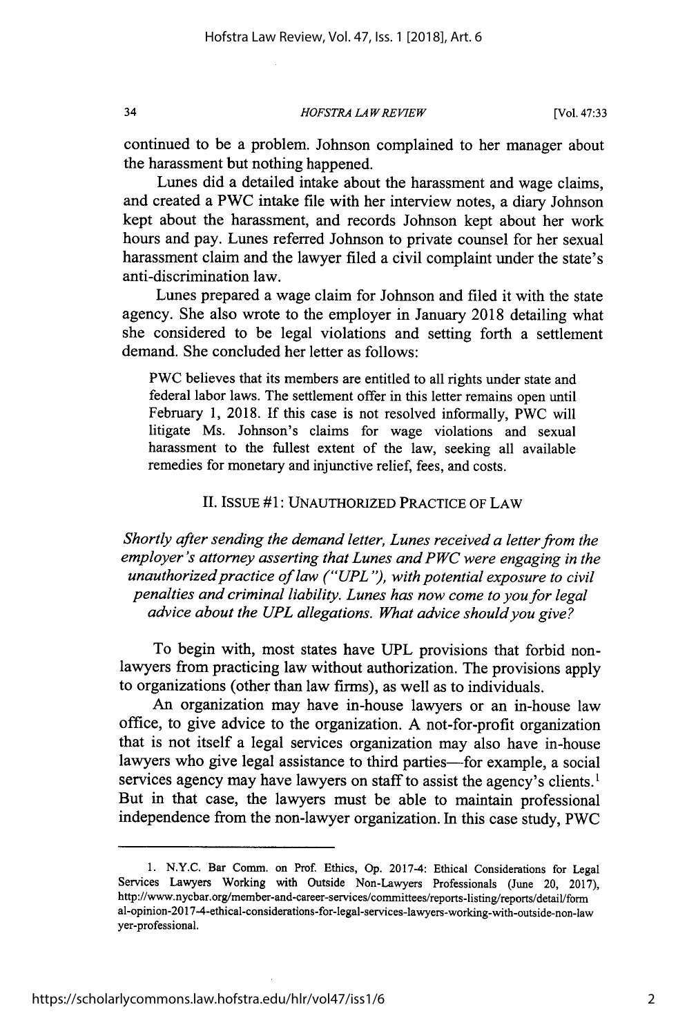continued to be a problem. Johnson complained to her manager about the harassment but nothing happened.

Lunes did a detailed intake about the harassment and wage claims, and created a PWC intake file with her interview notes, a diary Johnson kept about the harassment, and records Johnson kept about her work hours and pay. Lunes referred Johnson to private counsel for her sexual harassment claim and the lawyer filed a civil complaint under the state's anti-discrimination law.

Lunes prepared a wage claim for Johnson and filed it with the state agency. She also wrote to the employer in January 2018 detailing what she considered to be legal violations and setting forth a settlement demand. She concluded her letter as follows:

> PWC believes that its members are entitled to all rights under state and federal labor laws. The settlement offer in this letter remains open until February 1, 2018. If this case is not resolved informally, PWC will litigate Ms. Johnson's claims for wage violations and sexual harassment to the fullest extent of the law, seeking all available remedies for monetary and injunctive relief, fees, and costs.

## II. ISSUE #1: UNAUTHORIZED PRACTICE OF LAW

*Shortly after sending the demand letter, Lunes received a letter from the employer's attorney asserting that Lunes and PWC were engaging in the unauthorized practice of law ("UPL"), with potential exposure to civil penalties and criminal liability. Lunes has now come to you for legal advice about the UPL allegations. What advice should you give?*

To begin with, most states have UPL provisions that forbid non-lawyers from practicing law without authorization. The provisions apply to organizations (other than law firms), as well as to individuals.

An organization may have in-house lawyers or an in-house law office, to give advice to the organization. A not-for-profit organization that is not itself a legal services organization may also have in-house lawyers who give legal assistance to third parties—for example, a social services agency may have lawyers on staff to assist the agency's clients.[1] But in that case, the lawyers must be able to maintain professional independence from the non-lawyer organization. In this case study, PWC

---

1. N.Y.C. Bar Comm. on Prof. Ethics, Op. 2017-4: Ethical Considerations for Legal Services Lawyers Working with Outside Non-Lawyers Professionals (June 20, 2017), http://www.nycbar.org/member-and-career-services/committees/reports-listing/reports/detail/formal-opinion-2017-4-ethical-considerations-for-legal-services-lawyers-working-with-outside-non-lawyer-professional.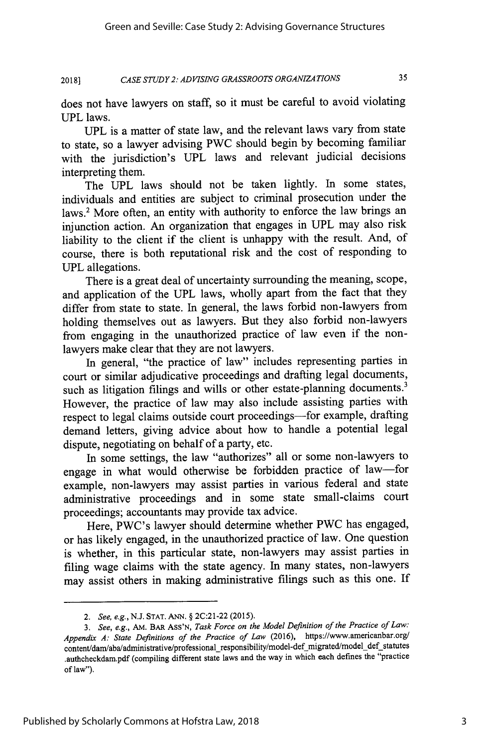does not have lawyers on staff, so it must be careful to avoid violating UPL laws.

UPL is a matter of state law, and the relevant laws vary from state to state, so a lawyer advising PWC should begin by becoming familiar with the jurisdiction's UPL laws and relevant judicial decisions interpreting them.

The UPL laws should not be taken lightly. In some states, individuals and entities are subject to criminal prosecution under the laws.[2] More often, an entity with authority to enforce the law brings an injunction action. An organization that engages in UPL may also risk liability to the client if the client is unhappy with the result. And, of course, there is both reputational risk and the cost of responding to UPL allegations.

There is a great deal of uncertainty surrounding the meaning, scope, and application of the UPL laws, wholly apart from the fact that they differ from state to state. In general, the laws forbid non-lawyers from holding themselves out as lawyers. But they also forbid non-lawyers from engaging in the unauthorized practice of law even if the non-lawyers make clear that they are not lawyers.

In general, "the practice of law" includes representing parties in court or similar adjudicative proceedings and drafting legal documents, such as litigation filings and wills or other estate-planning documents.[3] However, the practice of law may also include assisting parties with respect to legal claims outside court proceedings—for example, drafting demand letters, giving advice about how to handle a potential legal dispute, negotiating on behalf of a party, etc.

In some settings, the law "authorizes" all or some non-lawyers to engage in what would otherwise be forbidden practice of law—for example, non-lawyers may assist parties in various federal and state administrative proceedings and in some state small-claims court proceedings; accountants may provide tax advice.

Here, PWC's lawyer should determine whether PWC has engaged, or has likely engaged, in the unauthorized practice of law. One question is whether, in this particular state, non-lawyers may assist parties in filing wage claims with the state agency. In many states, non-lawyers may assist others in making administrative filings such as this one. If

---

2. *See, e.g.*, N.J. STAT. ANN. § 2C:21-22 (2015).

3. *See, e.g.*, AM. BAR ASS'N, *Task Force on the Model Definition of the Practice of Law: Appendix A: State Definitions of the Practice of Law* (2016), https://www.americanbar.org/content/dam/aba/administrative/professional_responsibility/model-def_migrated/model_def_statutes.authcheckdam.pdf (compiling different state laws and the way in which each defines the "practice of law").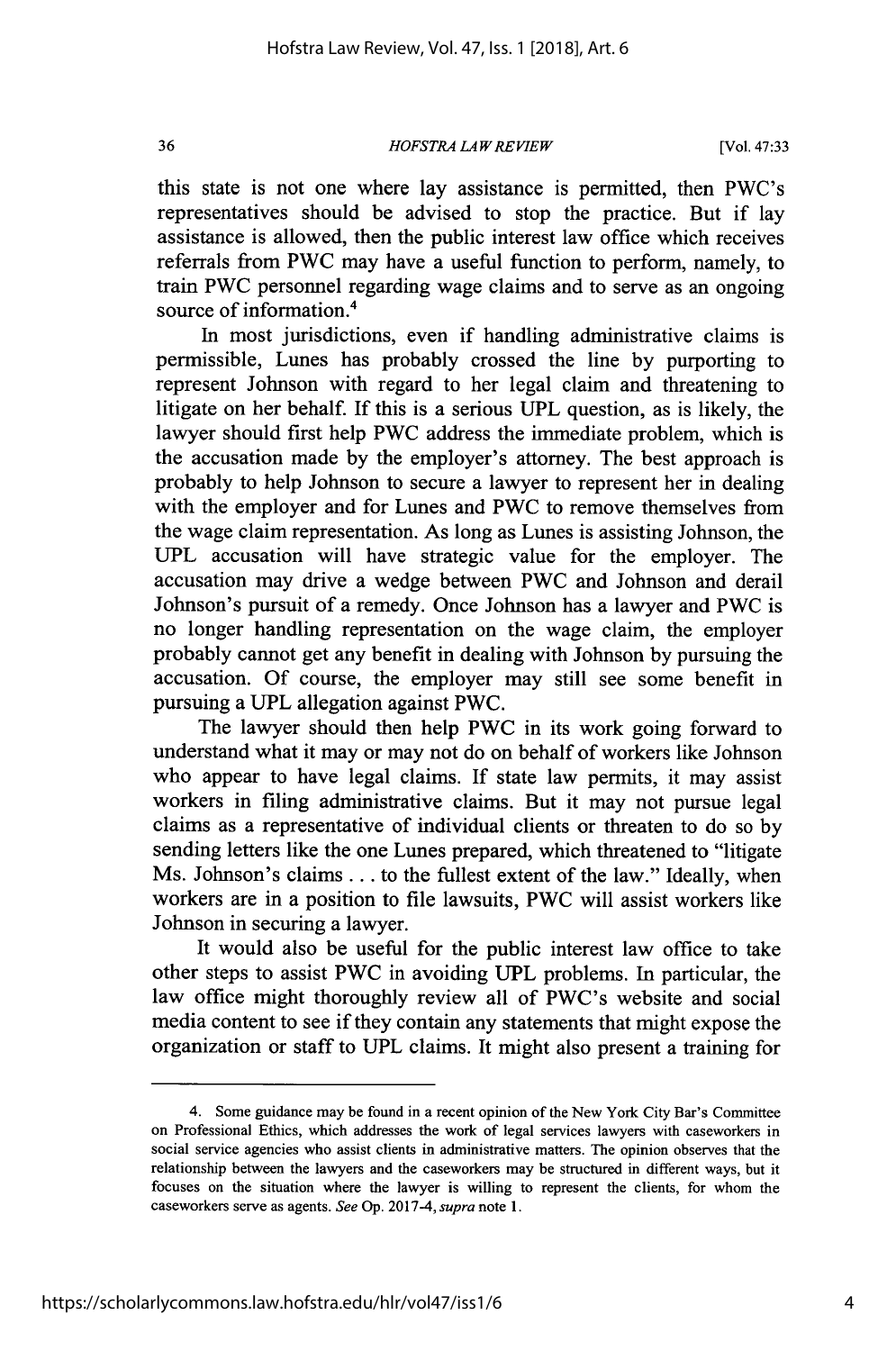this state is not one where lay assistance is permitted, then PWC's representatives should be advised to stop the practice. But if lay assistance is allowed, then the public interest law office which receives referrals from PWC may have a useful function to perform, namely, to train PWC personnel regarding wage claims and to serve as an ongoing source of information.[4]

In most jurisdictions, even if handling administrative claims is permissible, Lunes has probably crossed the line by purporting to represent Johnson with regard to her legal claim and threatening to litigate on her behalf. If this is a serious UPL question, as is likely, the lawyer should first help PWC address the immediate problem, which is the accusation made by the employer's attorney. The best approach is probably to help Johnson to secure a lawyer to represent her in dealing with the employer and for Lunes and PWC to remove themselves from the wage claim representation. As long as Lunes is assisting Johnson, the UPL accusation will have strategic value for the employer. The accusation may drive a wedge between PWC and Johnson and derail Johnson's pursuit of a remedy. Once Johnson has a lawyer and PWC is no longer handling representation on the wage claim, the employer probably cannot get any benefit in dealing with Johnson by pursuing the accusation. Of course, the employer may still see some benefit in pursuing a UPL allegation against PWC.

The lawyer should then help PWC in its work going forward to understand what it may or may not do on behalf of workers like Johnson who appear to have legal claims. If state law permits, it may assist workers in filing administrative claims. But it may not pursue legal claims as a representative of individual clients or threaten to do so by sending letters like the one Lunes prepared, which threatened to "litigate Ms. Johnson's claims . . . to the fullest extent of the law." Ideally, when workers are in a position to file lawsuits, PWC will assist workers like Johnson in securing a lawyer.

It would also be useful for the public interest law office to take other steps to assist PWC in avoiding UPL problems. In particular, the law office might thoroughly review all of PWC's website and social media content to see if they contain any statements that might expose the organization or staff to UPL claims. It might also present a training for

---

4. Some guidance may be found in a recent opinion of the New York City Bar's Committee on Professional Ethics, which addresses the work of legal services lawyers with caseworkers in social service agencies who assist clients in administrative matters. The opinion observes that the relationship between the lawyers and the caseworkers may be structured in different ways, but it focuses on the situation where the lawyer is willing to represent the clients, for whom the caseworkers serve as agents. *See* Op. 2017-4, *supra* note 1.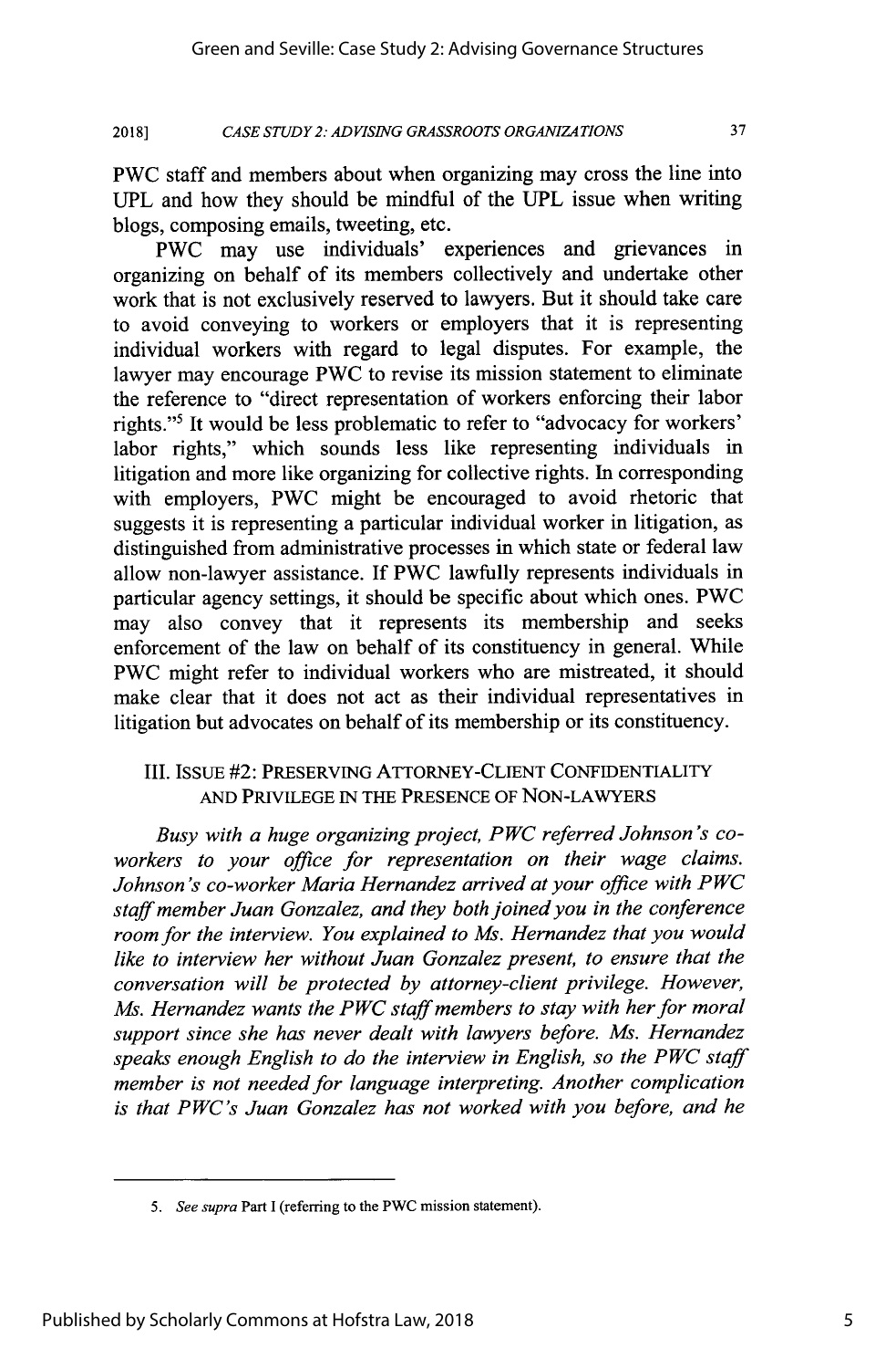PWC staff and members about when organizing may cross the line into UPL and how they should be mindful of the UPL issue when writing blogs, composing emails, tweeting, etc.

PWC may use individuals' experiences and grievances in organizing on behalf of its members collectively and undertake other work that is not exclusively reserved to lawyers. But it should take care to avoid conveying to workers or employers that it is representing individual workers with regard to legal disputes. For example, the lawyer may encourage PWC to revise its mission statement to eliminate the reference to "direct representation of workers enforcing their labor rights."[5] It would be less problematic to refer to "advocacy for workers' labor rights," which sounds less like representing individuals in litigation and more like organizing for collective rights. In corresponding with employers, PWC might be encouraged to avoid rhetoric that suggests it is representing a particular individual worker in litigation, as distinguished from administrative processes in which state or federal law allow non-lawyer assistance. If PWC lawfully represents individuals in particular agency settings, it should be specific about which ones. PWC may also convey that it represents its membership and seeks enforcement of the law on behalf of its constituency in general. While PWC might refer to individual workers who are mistreated, it should make clear that it does not act as their individual representatives in litigation but advocates on behalf of its membership or its constituency.

## III. Issue #2: Preserving Attorney-Client Confidentiality and Privilege in the Presence of Non-Lawyers

*Busy with a huge organizing project, PWC referred Johnson's co-workers to your office for representation on their wage claims. Johnson's co-worker Maria Hernandez arrived at your office with PWC staff member Juan Gonzalez, and they both joined you in the conference room for the interview. You explained to Ms. Hernandez that you would like to interview her without Juan Gonzalez present, to ensure that the conversation will be protected by attorney-client privilege. However, Ms. Hernandez wants the PWC staff members to stay with her for moral support since she has never dealt with lawyers before. Ms. Hernandez speaks enough English to do the interview in English, so the PWC staff member is not needed for language interpreting. Another complication is that PWC's Juan Gonzalez has not worked with you before, and he*

---

5. *See supra* Part I (referring to the PWC mission statement).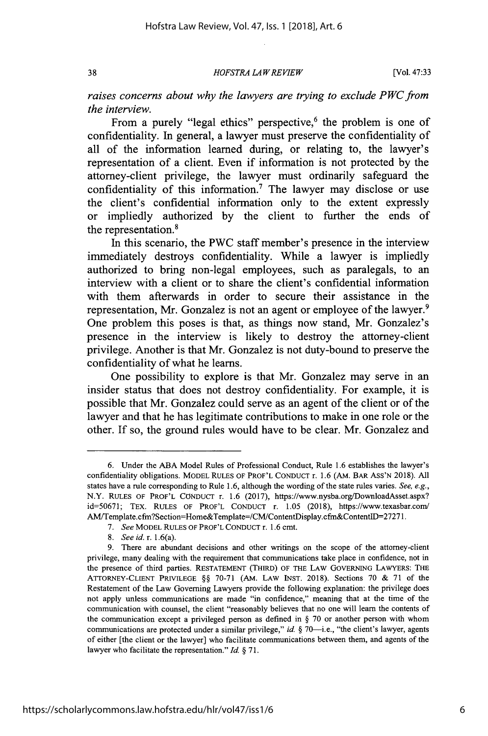*raises concerns about why the lawyers are trying to exclude PWC from the interview.*

From a purely "legal ethics" perspective,[6] the problem is one of confidentiality. In general, a lawyer must preserve the confidentiality of all of the information learned during, or relating to, the lawyer's representation of a client. Even if information is not protected by the attorney-client privilege, the lawyer must ordinarily safeguard the confidentiality of this information.[7] The lawyer may disclose or use the client's confidential information only to the extent expressly or impliedly authorized by the client to further the ends of the representation.[8]

In this scenario, the PWC staff member's presence in the interview immediately destroys confidentiality. While a lawyer is impliedly authorized to bring non-legal employees, such as paralegals, to an interview with a client or to share the client's confidential information with them afterwards in order to secure their assistance in the representation, Mr. Gonzalez is not an agent or employee of the lawyer.[9] One problem this poses is that, as things now stand, Mr. Gonzalez's presence in the interview is likely to destroy the attorney-client privilege. Another is that Mr. Gonzalez is not duty-bound to preserve the confidentiality of what he learns.

One possibility to explore is that Mr. Gonzalez may serve in an insider status that does not destroy confidentiality. For example, it is possible that Mr. Gonzalez could serve as an agent of the client or of the lawyer and that he has legitimate contributions to make in one role or the other. If so, the ground rules would have to be clear. Mr. Gonzalez and

---

6. Under the ABA Model Rules of Professional Conduct, Rule 1.6 establishes the lawyer's confidentiality obligations. MODEL RULES OF PROF'L CONDUCT r. 1.6 (AM. BAR ASS'N 2018). All states have a rule corresponding to Rule 1.6, although the wording of the state rules varies. *See, e.g.*, N.Y. RULES OF PROF'L CONDUCT r. 1.6 (2017), https://www.nysba.org/DownloadAsset.aspx?id=50671; TEX. RULES OF PROF'L CONDUCT r. 1.05 (2018), https://www.texasbar.com/AM/Template.cfm?Section=Home&Template=/CM/ContentDisplay.cfm&ContentID=27271.

7. *See* MODEL RULES OF PROF'L CONDUCT r. 1.6 cmt.

8. *See id.* r. 1.6(a).

9. There are abundant decisions and other writings on the scope of the attorney-client privilege, many dealing with the requirement that communications take place in confidence, not in the presence of third parties. RESTATEMENT (THIRD) OF THE LAW GOVERNING LAWYERS: THE ATTORNEY-CLIENT PRIVILEGE §§ 70-71 (AM. LAW INST. 2018). Sections 70 & 71 of the Restatement of the Law Governing Lawyers provide the following explanation: the privilege does not apply unless communications are made "in confidence," meaning that at the time of the communication with counsel, the client "reasonably believes that no one will learn the contents of the communication except a privileged person as defined in § 70 or another person with whom communications are protected under a similar privilege," *id.* § 70—i.e., "the client's lawyer, agents of either [the client or the lawyer] who facilitate communications between them, and agents of the lawyer who facilitate the representation." *Id.* § 71.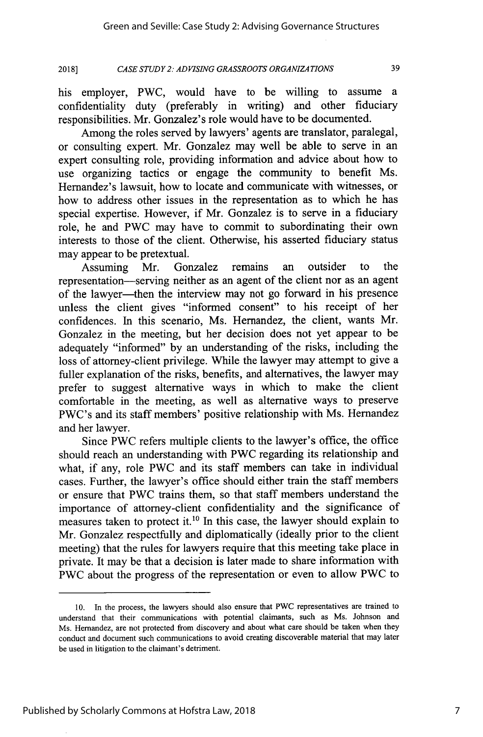his employer, PWC, would have to be willing to assume a confidentiality duty (preferably in writing) and other fiduciary responsibilities. Mr. Gonzalez's role would have to be documented.

Among the roles served by lawyers' agents are translator, paralegal, or consulting expert. Mr. Gonzalez may well be able to serve in an expert consulting role, providing information and advice about how to use organizing tactics or engage the community to benefit Ms. Hernandez's lawsuit, how to locate and communicate with witnesses, or how to address other issues in the representation as to which he has special expertise. However, if Mr. Gonzalez is to serve in a fiduciary role, he and PWC may have to commit to subordinating their own interests to those of the client. Otherwise, his asserted fiduciary status may appear to be pretextual.

Assuming Mr. Gonzalez remains an outsider to the representation—serving neither as an agent of the client nor as an agent of the lawyer—then the interview may not go forward in his presence unless the client gives "informed consent" to his receipt of her confidences. In this scenario, Ms. Hernandez, the client, wants Mr. Gonzalez in the meeting, but her decision does not yet appear to be adequately "informed" by an understanding of the risks, including the loss of attorney-client privilege. While the lawyer may attempt to give a fuller explanation of the risks, benefits, and alternatives, the lawyer may prefer to suggest alternative ways in which to make the client comfortable in the meeting, as well as alternative ways to preserve PWC's and its staff members' positive relationship with Ms. Hernandez and her lawyer.

Since PWC refers multiple clients to the lawyer's office, the office should reach an understanding with PWC regarding its relationship and what, if any, role PWC and its staff members can take in individual cases. Further, the lawyer's office should either train the staff members or ensure that PWC trains them, so that staff members understand the importance of attorney-client confidentiality and the significance of measures taken to protect it.[10] In this case, the lawyer should explain to Mr. Gonzalez respectfully and diplomatically (ideally prior to the client meeting) that the rules for lawyers require that this meeting take place in private. It may be that a decision is later made to share information with PWC about the progress of the representation or even to allow PWC to

---

10. In the process, the lawyers should also ensure that PWC representatives are trained to understand that their communications with potential claimants, such as Ms. Johnson and Ms. Hernandez, are not protected from discovery and about what care should be taken when they conduct and document such communications to avoid creating discoverable material that may later be used in litigation to the claimant's detriment.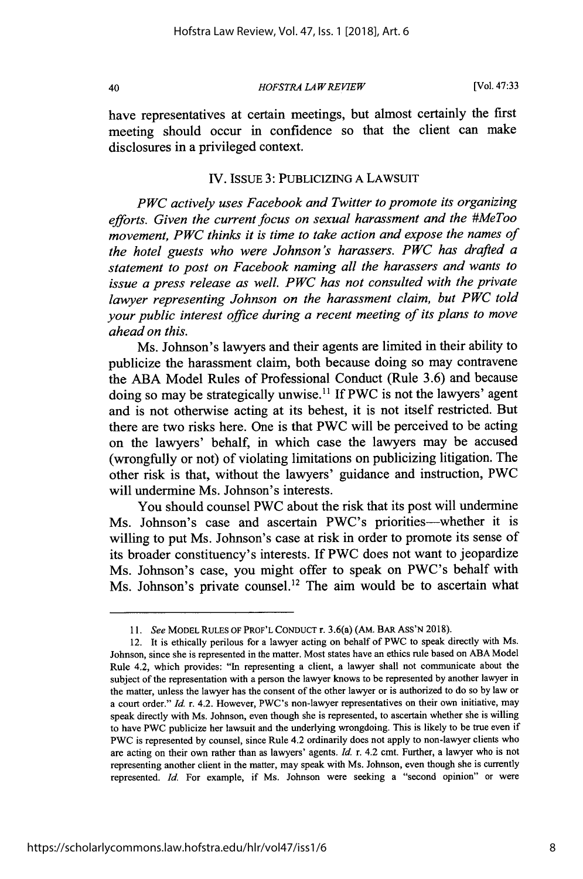have representatives at certain meetings, but almost certainly the first meeting should occur in confidence so that the client can make disclosures in a privileged context.

## IV. ISSUE 3: PUBLICIZING A LAWSUIT

*PWC actively uses Facebook and Twitter to promote its organizing efforts. Given the current focus on sexual harassment and the #MeToo movement, PWC thinks it is time to take action and expose the names of the hotel guests who were Johnson's harassers. PWC has drafted a statement to post on Facebook naming all the harassers and wants to issue a press release as well. PWC has not consulted with the private lawyer representing Johnson on the harassment claim, but PWC told your public interest office during a recent meeting of its plans to move ahead on this.*

Ms. Johnson's lawyers and their agents are limited in their ability to publicize the harassment claim, both because doing so may contravene the ABA Model Rules of Professional Conduct (Rule 3.6) and because doing so may be strategically unwise.[11] If PWC is not the lawyers' agent and is not otherwise acting at its behest, it is not itself restricted. But there are two risks here. One is that PWC will be perceived to be acting on the lawyers' behalf, in which case the lawyers may be accused (wrongfully or not) of violating limitations on publicizing litigation. The other risk is that, without the lawyers' guidance and instruction, PWC will undermine Ms. Johnson's interests.

You should counsel PWC about the risk that its post will undermine Ms. Johnson's case and ascertain PWC's priorities—whether it is willing to put Ms. Johnson's case at risk in order to promote its sense of its broader constituency's interests. If PWC does not want to jeopardize Ms. Johnson's case, you might offer to speak on PWC's behalf with Ms. Johnson's private counsel.[12] The aim would be to ascertain what

---

11. *See* MODEL RULES OF PROF'L CONDUCT r. 3.6(a) (AM. BAR ASS'N 2018).

12. It is ethically perilous for a lawyer acting on behalf of PWC to speak directly with Ms. Johnson, since she is represented in the matter. Most states have an ethics rule based on ABA Model Rule 4.2, which provides: "In representing a client, a lawyer shall not communicate about the subject of the representation with a person the lawyer knows to be represented by another lawyer in the matter, unless the lawyer has the consent of the other lawyer or is authorized to do so by law or a court order." *Id.* r. 4.2. However, PWC's non-lawyer representatives on their own initiative, may speak directly with Ms. Johnson, even though she is represented, to ascertain whether she is willing to have PWC publicize her lawsuit and the underlying wrongdoing. This is likely to be true even if PWC is represented by counsel, since Rule 4.2 ordinarily does not apply to non-lawyer clients who are acting on their own rather than as lawyers' agents. *Id.* r. 4.2 cmt. Further, a lawyer who is not representing another client in the matter, may speak with Ms. Johnson, even though she is currently represented. *Id.* For example, if Ms. Johnson were seeking a "second opinion" or were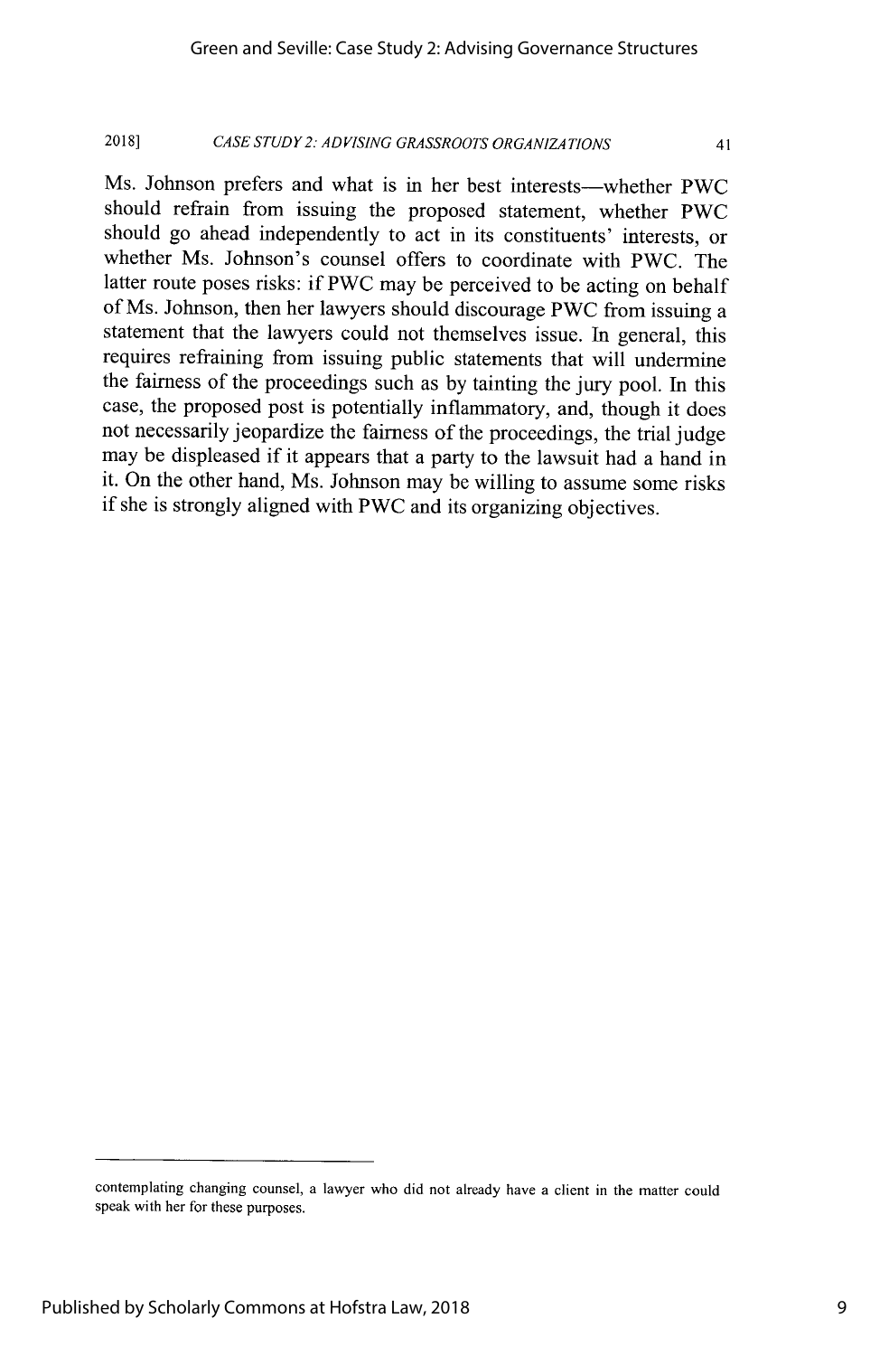Ms. Johnson prefers and what is in her best interests—whether PWC should refrain from issuing the proposed statement, whether PWC should go ahead independently to act in its constituents' interests, or whether Ms. Johnson's counsel offers to coordinate with PWC. The latter route poses risks: if PWC may be perceived to be acting on behalf of Ms. Johnson, then her lawyers should discourage PWC from issuing a statement that the lawyers could not themselves issue. In general, this requires refraining from issuing public statements that will undermine the fairness of the proceedings such as by tainting the jury pool. In this case, the proposed post is potentially inflammatory, and, though it does not necessarily jeopardize the fairness of the proceedings, the trial judge may be displeased if it appears that a party to the lawsuit had a hand in it. On the other hand, Ms. Johnson may be willing to assume some risks if she is strongly aligned with PWC and its organizing objectives.

---

contemplating changing counsel, a lawyer who did not already have a client in the matter could speak with her for these purposes.